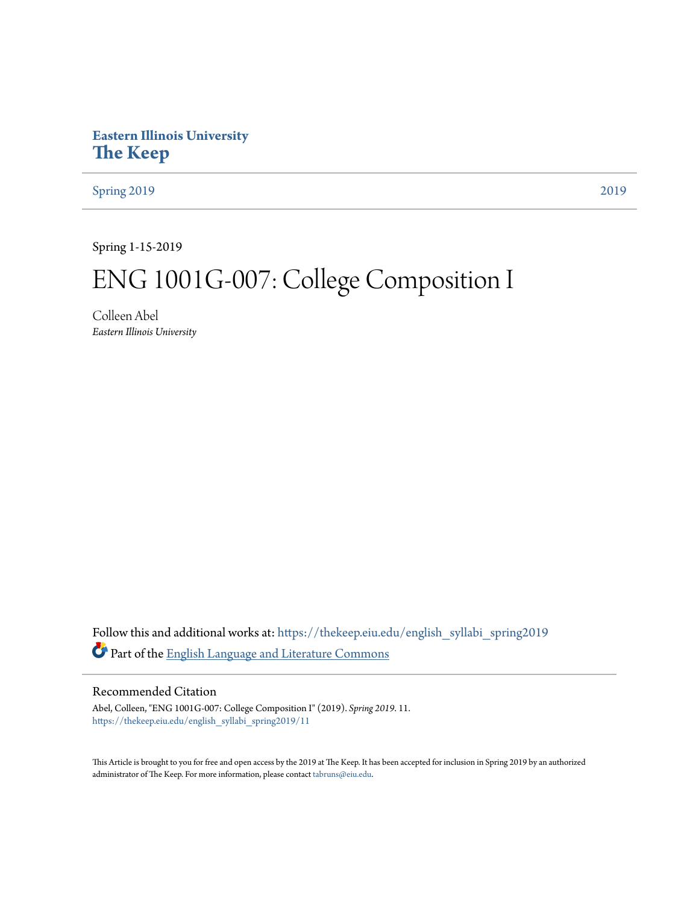Eastern Illinois University

# The Keep

Spring 2019 | 2019

Spring 1-15-2019

# ENG 1001G-007: College Composition I

Colleen Abel

*Eastern Illinois University*

Follow this and additional works at: https://thekeep.eiu.edu/english_syllabi_spring2019

Part of the English Language and Literature Commons

## Recommended Citation

Abel, Colleen, "ENG 1001G-007: College Composition I" (2019). *Spring 2019*. 11.
https://thekeep.eiu.edu/english_syllabi_spring2019/11

This Article is brought to you for free and open access by the 2019 at The Keep. It has been accepted for inclusion in Spring 2019 by an authorized administrator of The Keep. For more information, please contact tabruns@eiu.edu.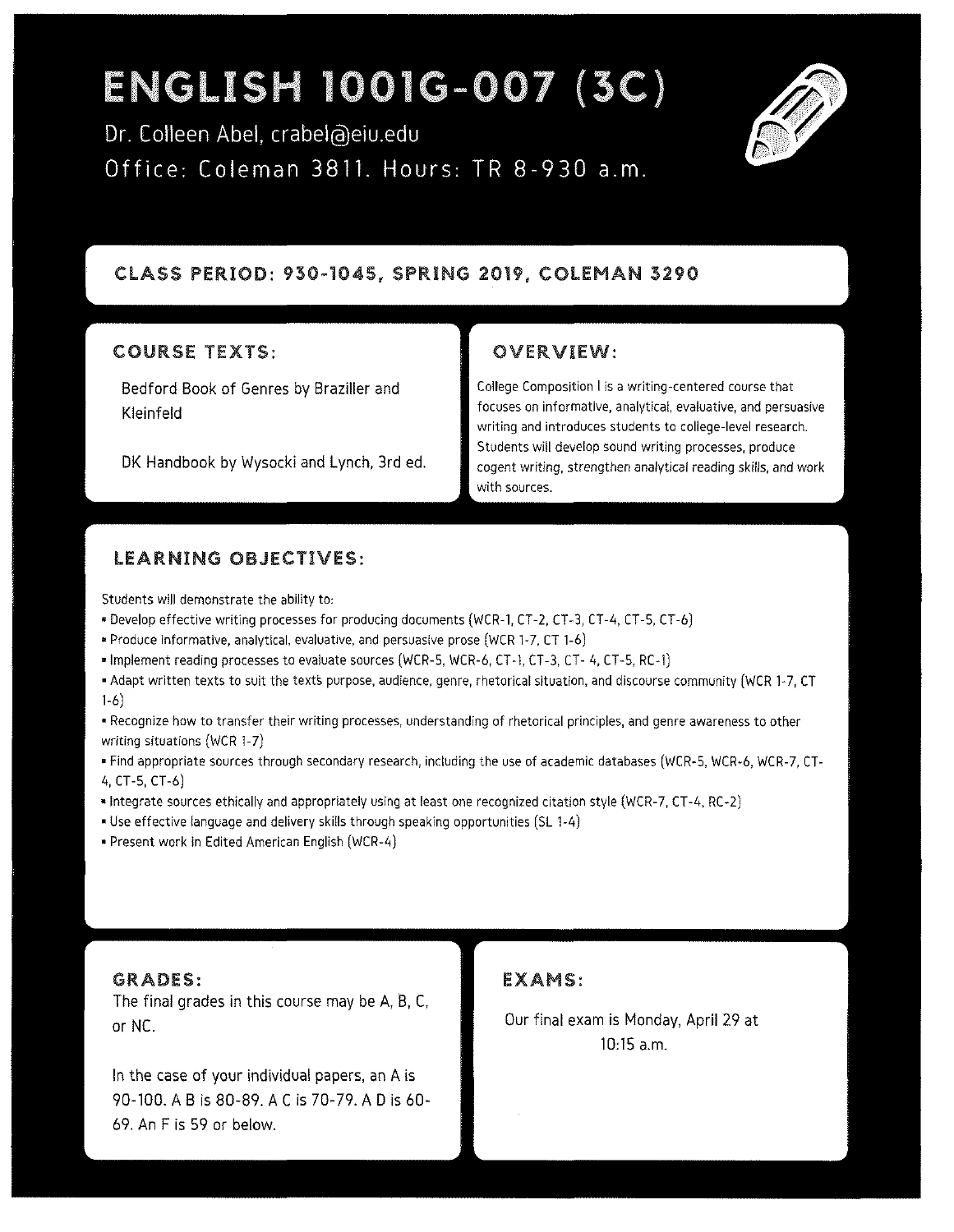# ENGLISH 1001G-007 (3C)

Dr. Colleen Abel, crabel@eiu.edu

Office: Coleman 3811. Hours: TR 8-930 a.m.

## CLASS PERIOD: 930-1045, SPRING 2019, COLEMAN 3290

## COURSE TEXTS:

Bedford Book of Genres by Braziller and Kleinfeld

DK Handbook by Wysocki and Lynch, 3rd ed.

## OVERVIEW:

College Composition I is a writing-centered course that focuses on informative, analytical, evaluative, and persuasive writing and introduces students to college-level research. Students will develop sound writing processes, produce cogent writing, strengthen analytical reading skills, and work with sources.

## LEARNING OBJECTIVES:

Students will demonstrate the ability to:

- Develop effective writing processes for producing documents (WCR-1, CT-2, CT-3, CT-4, CT-5, CT-6)
- Produce informative, analytical, evaluative, and persuasive prose (WCR 1-7, CT 1-6)
- Implement reading processes to evaluate sources (WCR-5, WCR-6, CT-1, CT-3, CT- 4, CT-5, RC-1)
- Adapt written texts to suit the texts purpose, audience, genre, rhetorical situation, and discourse community (WCR 1-7, CT 1-6)
- Recognize how to transfer their writing processes, understanding of rhetorical principles, and genre awareness to other writing situations (WCR 1-7)
- Find appropriate sources through secondary research, including the use of academic databases (WCR-5, WCR-6, WCR-7, CT-4, CT-5, CT-6)
- Integrate sources ethically and appropriately using at least one recognized citation style (WCR-7, CT-4, RC-2)
- Use effective language and delivery skills through speaking opportunities (SL 1-4)
- Present work in Edited American English (WCR-4)

## GRADES:

The final grades in this course may be A, B, C, or NC.

In the case of your individual papers, an A is 90-100. A B is 80-89. A C is 70-79. A D is 60-69. An F is 59 or below.

## EXAMS:

Our final exam is Monday, April 29 at 10:15 a.m.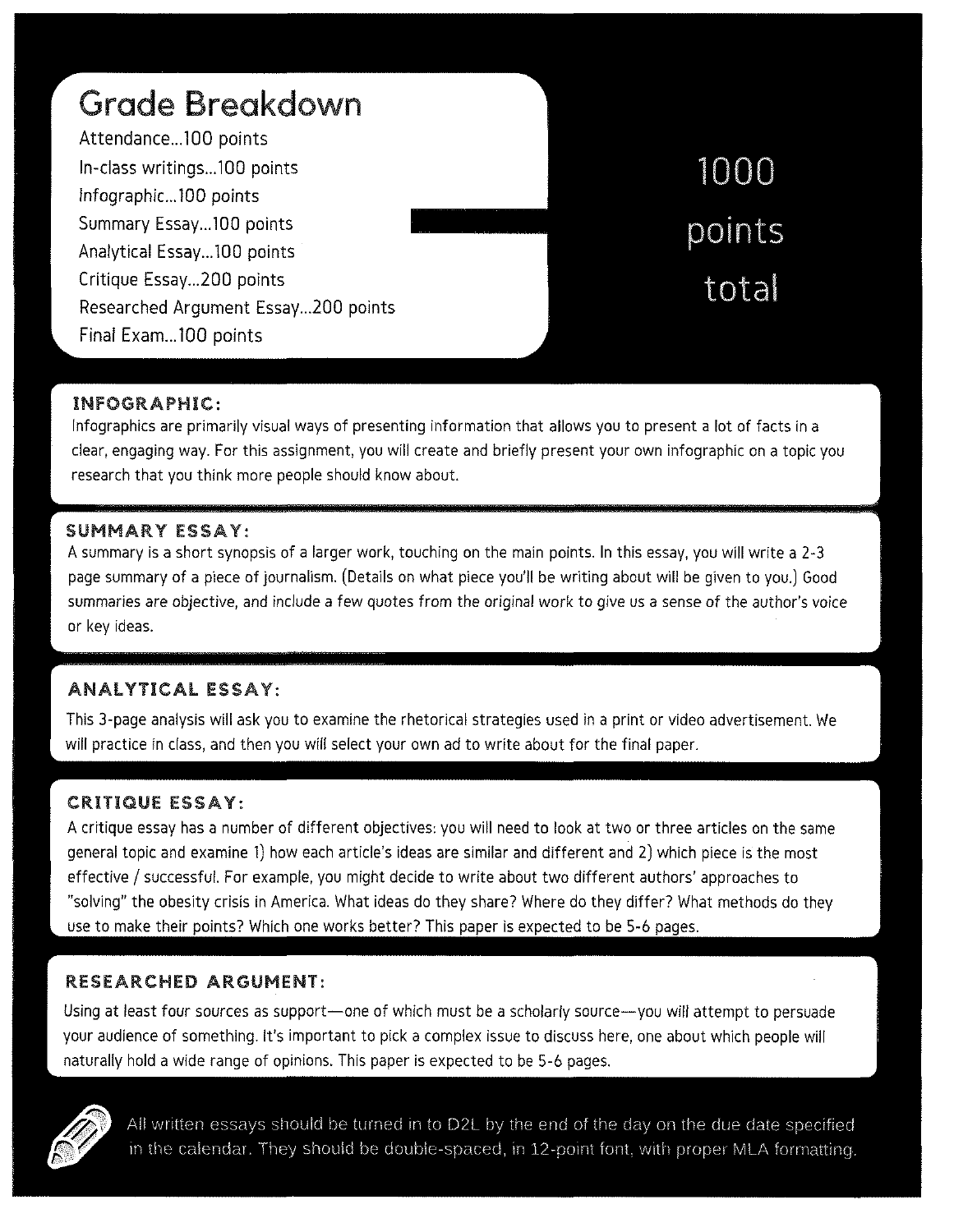## Grade Breakdown

Attendance...100 points
In-class writings...100 points
Infographic...100 points
Summary Essay...100 points
Analytical Essay...100 points
Critique Essay...200 points
Researched Argument Essay...200 points
Final Exam...100 points

1000 points total

### INFOGRAPHIC:

Infographics are primarily visual ways of presenting information that allows you to present a lot of facts in a clear, engaging way. For this assignment, you will create and briefly present your own infographic on a topic you research that you think more people should know about.

### SUMMARY ESSAY:

A summary is a short synopsis of a larger work, touching on the main points. In this essay, you will write a 2-3 page summary of a piece of journalism. (Details on what piece you'll be writing about will be given to you.) Good summaries are objective, and include a few quotes from the original work to give us a sense of the author's voice or key ideas.

### ANALYTICAL ESSAY:

This 3-page analysis will ask you to examine the rhetorical strategies used in a print or video advertisement. We will practice in class, and then you will select your own ad to write about for the final paper.

### CRITIQUE ESSAY:

A critique essay has a number of different objectives: you will need to look at two or three articles on the same general topic and examine 1) how each article's ideas are similar and different and 2) which piece is the most effective / successful. For example, you might decide to write about two different authors' approaches to "solving" the obesity crisis in America. What ideas do they share? Where do they differ? What methods do they use to make their points? Which one works better? This paper is expected to be 5-6 pages.

### RESEARCHED ARGUMENT:

Using at least four sources as support—one of which must be a scholarly source—you will attempt to persuade your audience of something. It's important to pick a complex issue to discuss here, one about which people will naturally hold a wide range of opinions. This paper is expected to be 5-6 pages.

All written essays should be turned in to D2L by the end of the day on the due date specified in the calendar. They should be double-spaced, in 12-point font, with proper MLA formatting.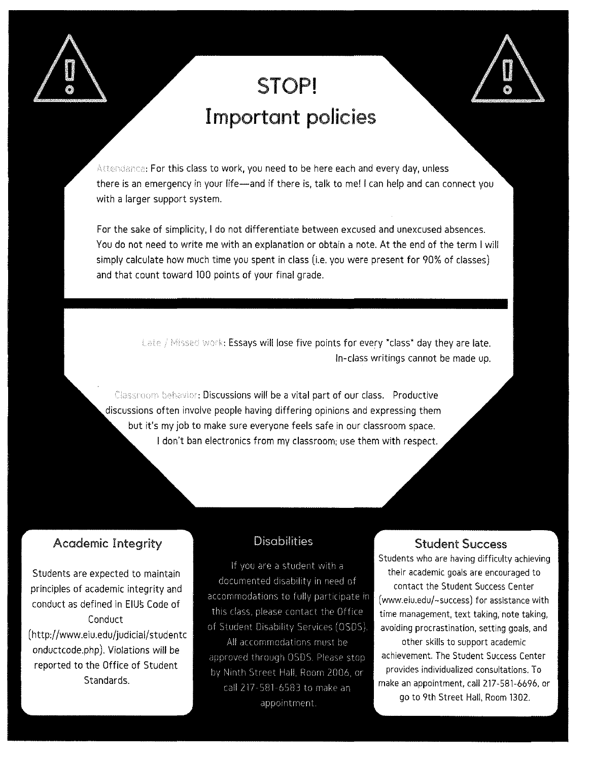# STOP!
## Important policies

Attendance: For this class to work, you need to be here each and every day, unless there is an emergency in your life—and if there is, talk to me! I can help and can connect you with a larger support system.

For the sake of simplicity, I do not differentiate between excused and unexcused absences. You do not need to write me with an explanation or obtain a note. At the end of the term I will simply calculate how much time you spent in class (i.e. you were present for 90% of classes) and that count toward 100 points of your final grade.

Late / Missed work: Essays will lose five points for every *class* day they are late. In-class writings cannot be made up.

Classroom behavior: Discussions will be a vital part of our class. Productive discussions often involve people having differing opinions and expressing them but it's my job to make sure everyone feels safe in our classroom space. I don't ban electronics from my classroom; use them with respect.

### Academic Integrity

Students are expected to maintain principles of academic integrity and conduct as defined in EIU's Code of Conduct (http://www.eiu.edu/judicial/studentconductcode.php). Violations will be reported to the Office of Student Standards.

### Disabilities

If you are a student with a documented disability in need of accommodations to fully participate in this class, please contact the Office of Student Disability Services (OSDS). All accommodations must be approved through OSDS. Please stop by Ninth Street Hall, Room 2006, or call 217-581-6583 to make an appointment.

### Student Success

Students who are having difficulty achieving their academic goals are encouraged to contact the Student Success Center (www.eiu.edu/~success) for assistance with time management, text taking, note taking, avoiding procrastination, setting goals, and other skills to support academic achievement. The Student Success Center provides individualized consultations. To make an appointment, call 217-581-6696, or go to 9th Street Hall, Room 1302.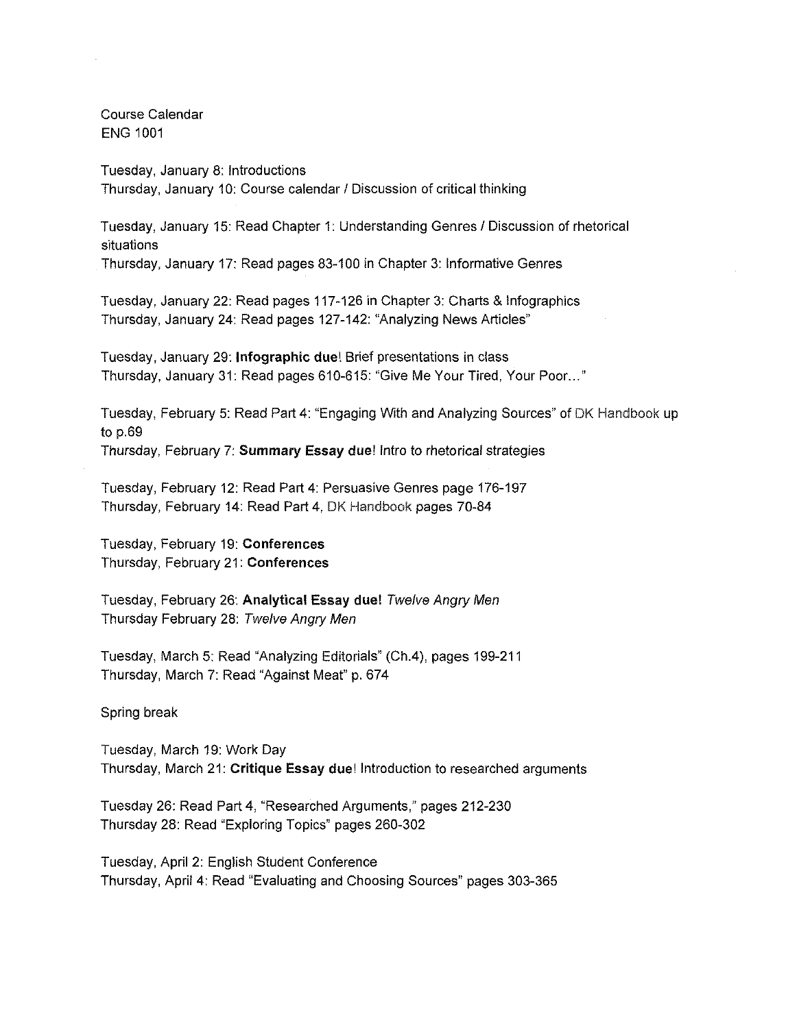Course Calendar
ENG 1001

Tuesday, January 8: Introductions
Thursday, January 10: Course calendar / Discussion of critical thinking

Tuesday, January 15: Read Chapter 1: Understanding Genres / Discussion of rhetorical situations
Thursday, January 17: Read pages 83-100 in Chapter 3: Informative Genres

Tuesday, January 22: Read pages 117-126 in Chapter 3: Charts & Infographics
Thursday, January 24: Read pages 127-142: "Analyzing News Articles"

Tuesday, January 29: **Infographic due**! Brief presentations in class
Thursday, January 31: Read pages 610-615: "Give Me Your Tired, Your Poor…"

Tuesday, February 5: Read Part 4: "Engaging With and Analyzing Sources" of DK Handbook up to p.69
Thursday, February 7: **Summary Essay due**! Intro to rhetorical strategies

Tuesday, February 12: Read Part 4: Persuasive Genres page 176-197
Thursday, February 14: Read Part 4, DK Handbook pages 70-84

Tuesday, February 19: **Conferences**
Thursday, February 21: **Conferences**

Tuesday, February 26: **Analytical Essay due!** *Twelve Angry Men*
Thursday February 28: *Twelve Angry Men*

Tuesday, March 5: Read "Analyzing Editorials" (Ch.4), pages 199-211
Thursday, March 7: Read "Against Meat" p. 674

Spring break

Tuesday, March 19: Work Day
Thursday, March 21: **Critique Essay due**! Introduction to researched arguments

Tuesday 26: Read Part 4, "Researched Arguments," pages 212-230
Thursday 28: Read "Exploring Topics" pages 260-302

Tuesday, April 2: English Student Conference
Thursday, April 4: Read "Evaluating and Choosing Sources" pages 303-365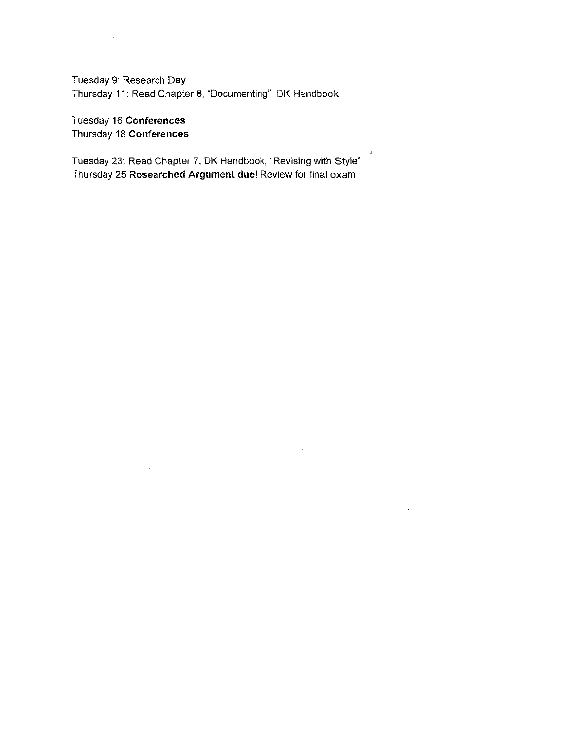Tuesday 9: Research Day
Thursday 11: Read Chapter 8, "Documenting" DK Handbook

Tuesday 16 **Conferences**
Thursday 18 **Conferences**

Tuesday 23: Read Chapter 7, DK Handbook, "Revising with Style"
Thursday 25 **Researched Argument due**! Review for final exam